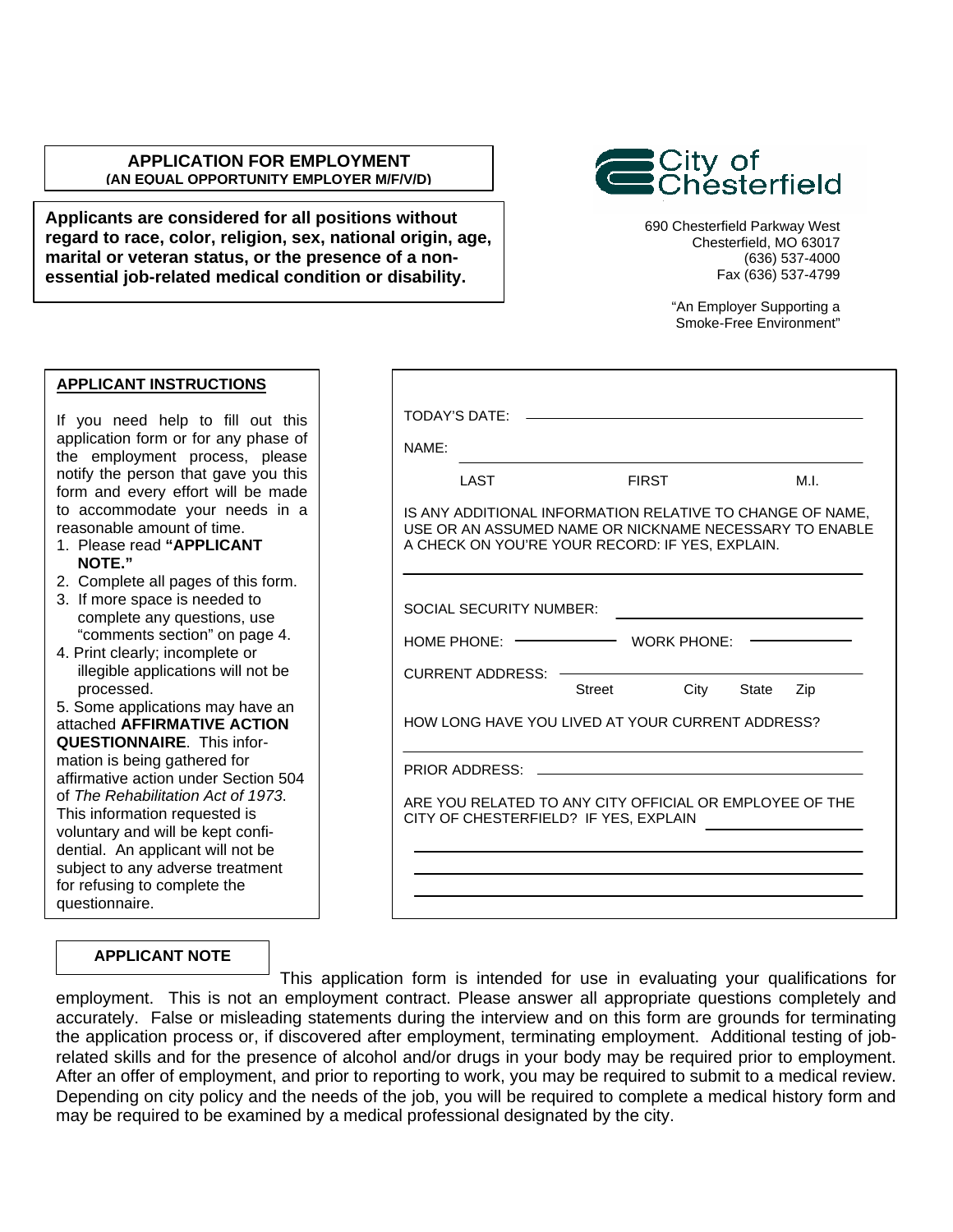**APPLICATION FOR EMPLOYMENT**
**(AN EQUAL OPPORTUNITY EMPLOYER M/F/V/D)**

**Applicants are considered for all positions without regard to race, color, religion, sex, national origin, age, marital or veteran status, or the presence of a non-essential job-related medical condition or disability.**

City of Chesterfield
690 Chesterfield Parkway West
Chesterfield, MO 63017
(636) 537-4000
Fax (636) 537-4799

"An Employer Supporting a Smoke-Free Environment"

## APPLICANT INSTRUCTIONS

If you need help to fill out this application form or for any phase of the employment process, please notify the person that gave you this form and every effort will be made to accommodate your needs in a reasonable amount of time.

1. Please read **"APPLICANT NOTE."**
2. Complete all pages of this form.
3. If more space is needed to complete any questions, use "comments section" on page 4.
4. Print clearly; incomplete or illegible applications will not be processed.
5. Some applications may have an attached **AFFIRMATIVE ACTION QUESTIONNAIRE**. This information is being gathered for affirmative action under Section 504 of *The Rehabilitation Act of 1973*. This information requested is voluntary and will be kept confidential. An applicant will not be subject to any adverse treatment for refusing to complete the questionnaire.

TODAY'S DATE: ______________________

NAME: ______________________
LAST FIRST M.I.

IS ANY ADDITIONAL INFORMATION RELATIVE TO CHANGE OF NAME, USE OR AN ASSUMED NAME OR NICKNAME NECESSARY TO ENABLE A CHECK ON YOU'RE YOUR RECORD: IF YES, EXPLAIN.

______________________

SOCIAL SECURITY NUMBER: ______________________

HOME PHONE: ____________ WORK PHONE: ____________

CURRENT ADDRESS: ______________________
Street City State Zip

HOW LONG HAVE YOU LIVED AT YOUR CURRENT ADDRESS?

______________________

PRIOR ADDRESS: ______________________

ARE YOU RELATED TO ANY CITY OFFICIAL OR EMPLOYEE OF THE CITY OF CHESTERFIELD? IF YES, EXPLAIN ____________

______________________

______________________

______________________

## APPLICANT NOTE

This application form is intended for use in evaluating your qualifications for employment. This is not an employment contract. Please answer all appropriate questions completely and accurately. False or misleading statements during the interview and on this form are grounds for terminating the application process or, if discovered after employment, terminating employment. Additional testing of job-related skills and for the presence of alcohol and/or drugs in your body may be required prior to employment. After an offer of employment, and prior to reporting to work, you may be required to submit to a medical review. Depending on city policy and the needs of the job, you will be required to complete a medical history form and may be required to be examined by a medical professional designated by the city.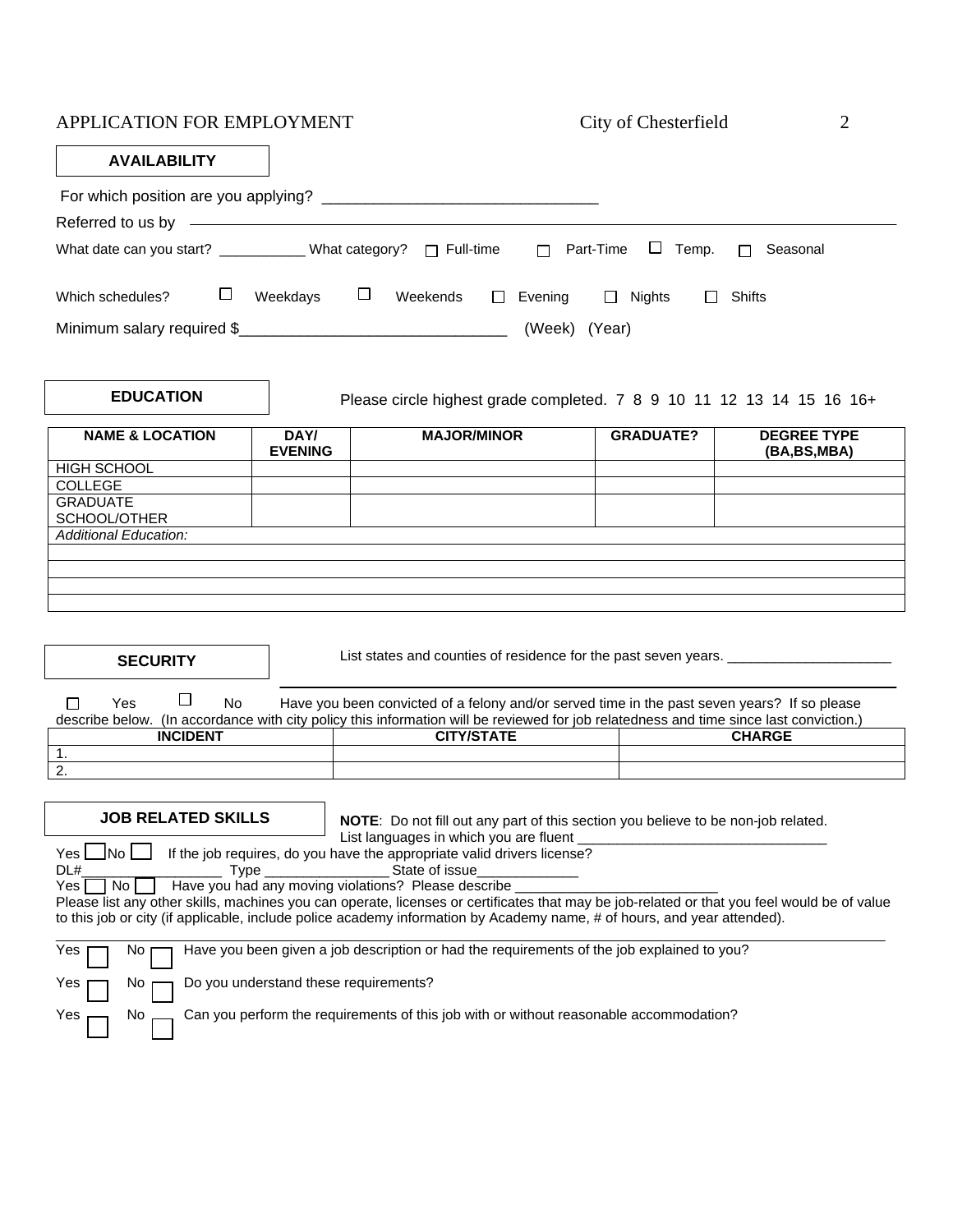APPLICATION FOR EMPLOYMENT City of Chesterfield

## AVAILABILITY

For which position are you applying? ________________________________

Referred to us by ________________________________________________

What date can you start? ___________ What category? ☐ Full-time ☐ Part-Time ☐ Temp. ☐ Seasonal

Which schedules? ☐ Weekdays ☐ Weekends ☐ Evening ☐ Nights ☐ Shifts

Minimum salary required $_______________________________ (Week) (Year)

## EDUCATION

Please circle highest grade completed. 7 8 9 10 11 12 13 14 15 16 16+

| NAME & LOCATION | DAY/ EVENING | MAJOR/MINOR | GRADUATE? | DEGREE TYPE (BA,BS,MBA) |
|---|---|---|---|---|
| HIGH SCHOOL | | | | |
| COLLEGE | | | | |
| GRADUATE SCHOOL/OTHER | | | | |
| *Additional Education:* | | | | |
| | | | | |
| | | | | |
| | | | | |
| | | | | |

## SECURITY

List states and counties of residence for the past seven years. _____________________

_______________________________________________________________

☐ Yes ☐ No Have you been convicted of a felony and/or served time in the past seven years? If so please describe below. (In accordance with city policy this information will be reviewed for job relatedness and time since last conviction.)

| INCIDENT | CITY/STATE | CHARGE |
|---|---|---|
| 1. | | |
| 2. | | |

## JOB RELATED SKILLS

**NOTE**: Do not fill out any part of this section you believe to be non-job related.

List languages in which you are fluent ________________________________

Yes ☐ No ☐ If the job requires, do you have the appropriate valid drivers license?

DL#__________________ Type ________________ State of issue_____________

Yes ☐ No ☐ Have you had any moving violations? Please describe __________________________

Please list any other skills, machines you can operate, licenses or certificates that may be job-related or that you feel would be of value to this job or city (if applicable, include police academy information by Academy name, # of hours, and year attended).

_______________________________________________________________

Yes ☐ No ☐ Have you been given a job description or had the requirements of the job explained to you?

Yes ☐ No ☐ Do you understand these requirements?

Yes ☐ No ☐ Can you perform the requirements of this job with or without reasonable accommodation?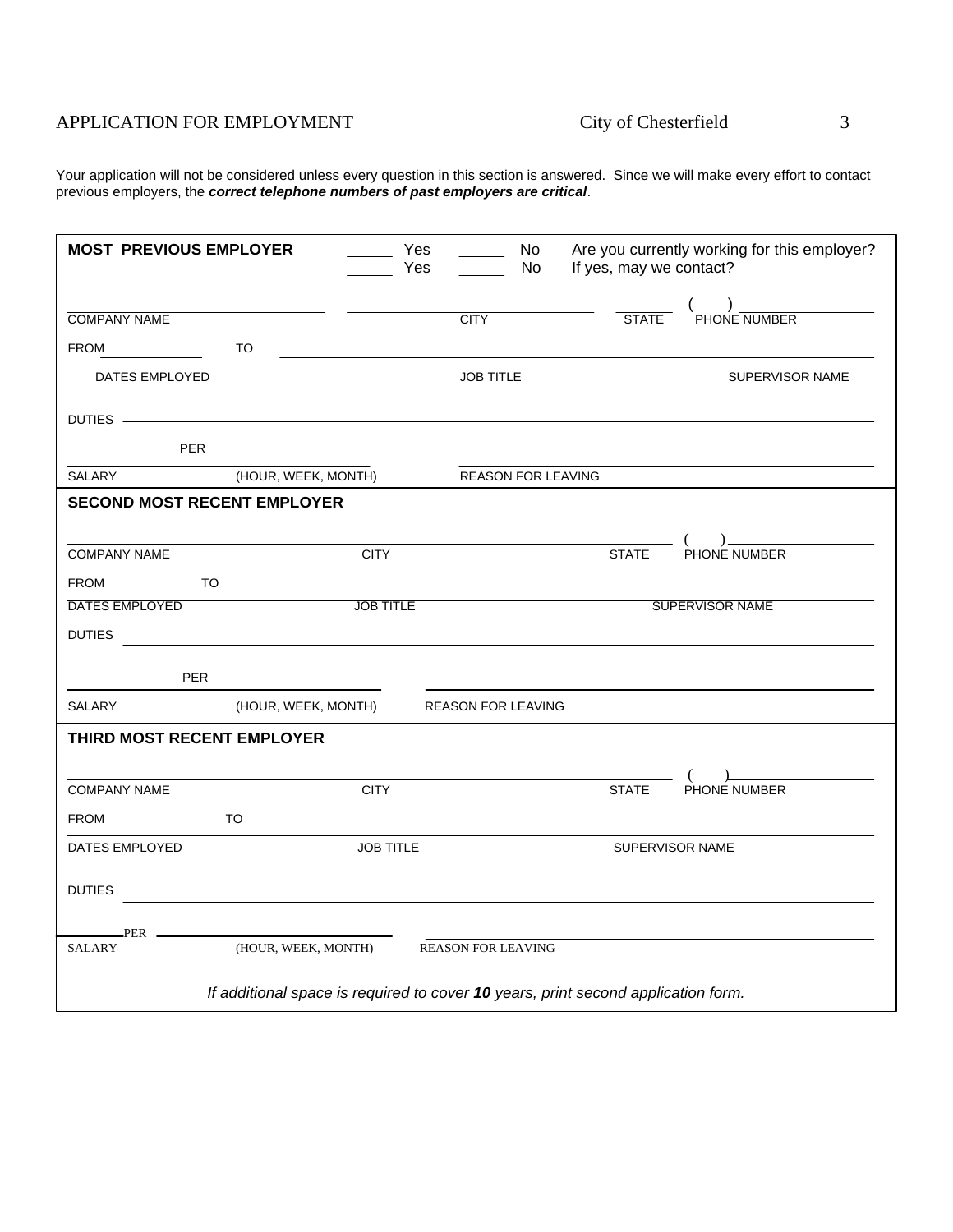APPLICATION FOR EMPLOYMENT City of Chesterfield

Your application will not be considered unless every question in this section is answered. Since we will make every effort to contact previous employers, the ***correct telephone numbers of past employers are critical***.

**MOST PREVIOUS EMPLOYER**

_____ Yes _____ No Are you currently working for this employer?
_____ Yes _____ No If yes, may we contact?

COMPANY NAME _______________ CITY _______________ STATE _______ ( ) PHONE NUMBER _______________

FROM _______ TO _______ JOB TITLE _______________ SUPERVISOR NAME _______________

DATES EMPLOYED

DUTIES _______________________________________________

_______ PER _______ SALARY (HOUR, WEEK, MONTH) REASON FOR LEAVING _______________

**SECOND MOST RECENT EMPLOYER**

COMPANY NAME _______________ CITY _______________ STATE _______ ( ) PHONE NUMBER _______________

FROM _______ TO _______ JOB TITLE _______________ SUPERVISOR NAME _______________

DATES EMPLOYED

DUTIES _______________________________________________

_______ PER _______ SALARY (HOUR, WEEK, MONTH) REASON FOR LEAVING _______________

**THIRD MOST RECENT EMPLOYER**

COMPANY NAME _______________ CITY _______________ STATE _______ ( ) PHONE NUMBER _______________

FROM _______ TO _______ JOB TITLE _______________ SUPERVISOR NAME _______________

DATES EMPLOYED

DUTIES _______________________________________________

_______ PER _______ SALARY (HOUR, WEEK, MONTH) REASON FOR LEAVING _______________

*If additional space is required to cover **10** years, print second application form.*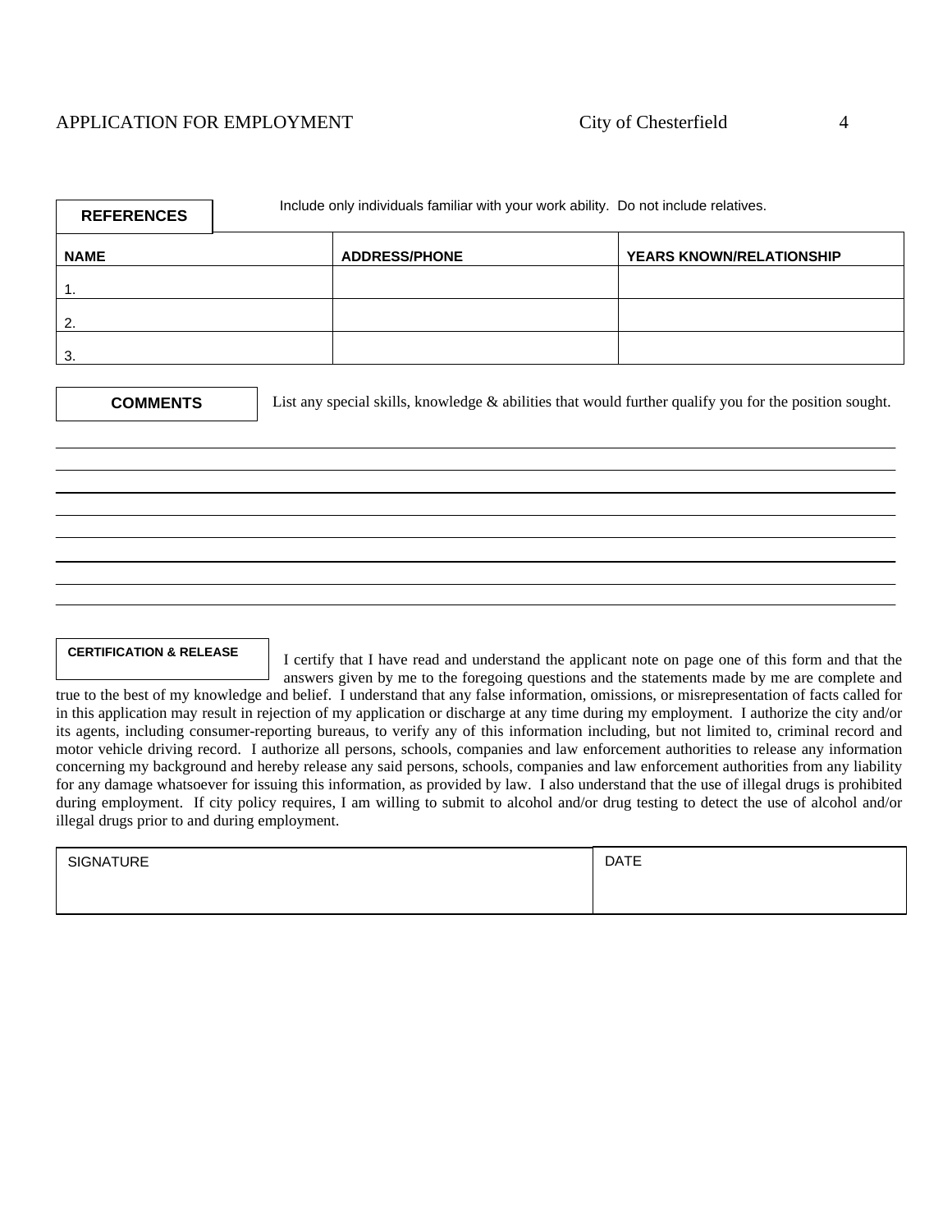## REFERENCES

Include only individuals familiar with your work ability. Do not include relatives.

| NAME | ADDRESS/PHONE | YEARS KNOWN/RELATIONSHIP |
|---|---|---|
| 1. | | |
| 2. | | |
| 3. | | |

## COMMENTS

List any special skills, knowledge & abilities that would further qualify you for the position sought.

## CERTIFICATION & RELEASE

I certify that I have read and understand the applicant note on page one of this form and that the answers given by me to the foregoing questions and the statements made by me are complete and true to the best of my knowledge and belief. I understand that any false information, omissions, or misrepresentation of facts called for in this application may result in rejection of my application or discharge at any time during my employment. I authorize the city and/or its agents, including consumer-reporting bureaus, to verify any of this information including, but not limited to, criminal record and motor vehicle driving record. I authorize all persons, schools, companies and law enforcement authorities to release any information concerning my background and hereby release any said persons, schools, companies and law enforcement authorities from any liability for any damage whatsoever for issuing this information, as provided by law. I also understand that the use of illegal drugs is prohibited during employment. If city policy requires, I am willing to submit to alcohol and/or drug testing to detect the use of alcohol and/or illegal drugs prior to and during employment.

| SIGNATURE | DATE |
|---|---|
| | |